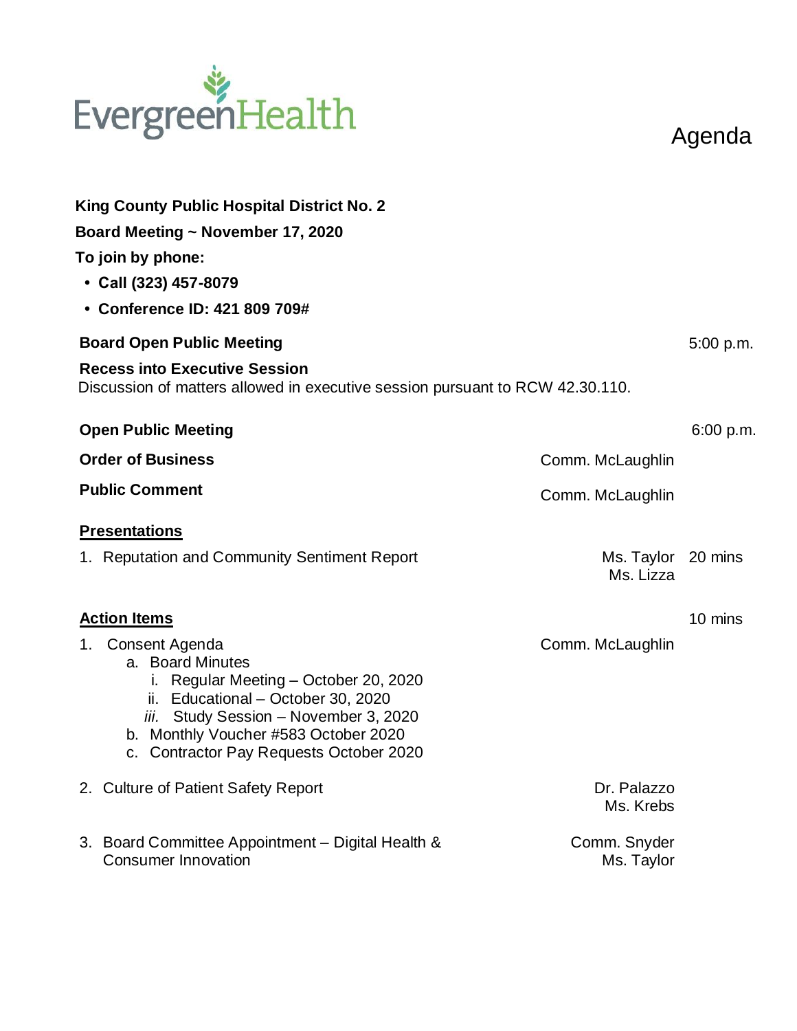EvergreenHealth

# Agenda

**King County Public Hospital District No. 2**

**Board Meeting ~ November 17, 2020**

**To join by phone:**

- **Call (323) 457-8079**
- **Conference ID: 421 809 709#**

**Board Open Public Meeting** — 5:00 p.m.

**Recess into Executive Session**
Discussion of matters allowed in executive session pursuant to RCW 42.30.110.

**Open Public Meeting** — 6:00 p.m.

**Order of Business** — Comm. McLaughlin

**Public Comment** — Comm. McLaughlin

## Presentations

1. Reputation and Community Sentiment Report — Ms. Taylor, Ms. Lizza — 20 mins

## Action Items

10 mins

1. Consent Agenda — Comm. McLaughlin
   a. Board Minutes
      i. Regular Meeting – October 20, 2020
      ii. Educational – October 30, 2020
      *iii.* Study Session – November 3, 2020
   b. Monthly Voucher #583 October 2020
   c. Contractor Pay Requests October 2020
2. Culture of Patient Safety Report — Dr. Palazzo, Ms. Krebs
3. Board Committee Appointment – Digital Health & Consumer Innovation — Comm. Snyder, Ms. Taylor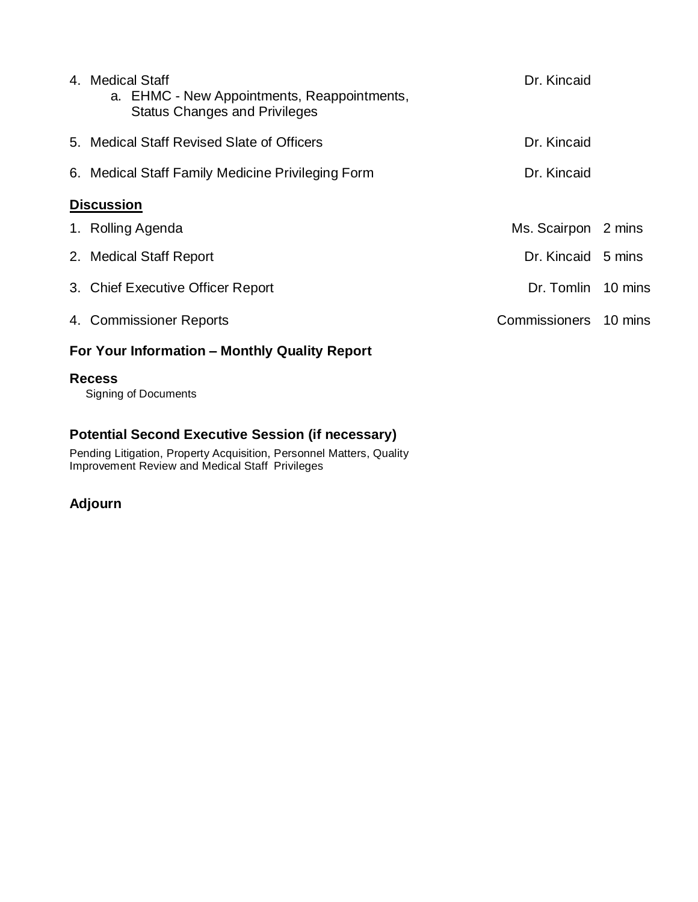4. Medical Staff — Dr. Kincaid
    a. EHMC - New Appointments, Reappointments, Status Changes and Privileges

5. Medical Staff Revised Slate of Officers — Dr. Kincaid

6. Medical Staff Family Medicine Privileging Form — Dr. Kincaid

**<u>Discussion</u>**

| | | |
|---|---|---|
| 1. Rolling Agenda | Ms. Scairpon | 2 mins |
| 2. Medical Staff Report | Dr. Kincaid | 5 mins |
| 3. Chief Executive Officer Report | Dr. Tomlin | 10 mins |
| 4. Commissioner Reports | Commissioners | 10 mins |

**For Your Information – Monthly Quality Report**

**Recess**

Signing of Documents

**Potential Second Executive Session (if necessary)**

Pending Litigation, Property Acquisition, Personnel Matters, Quality Improvement Review and Medical Staff Privileges

**Adjourn**